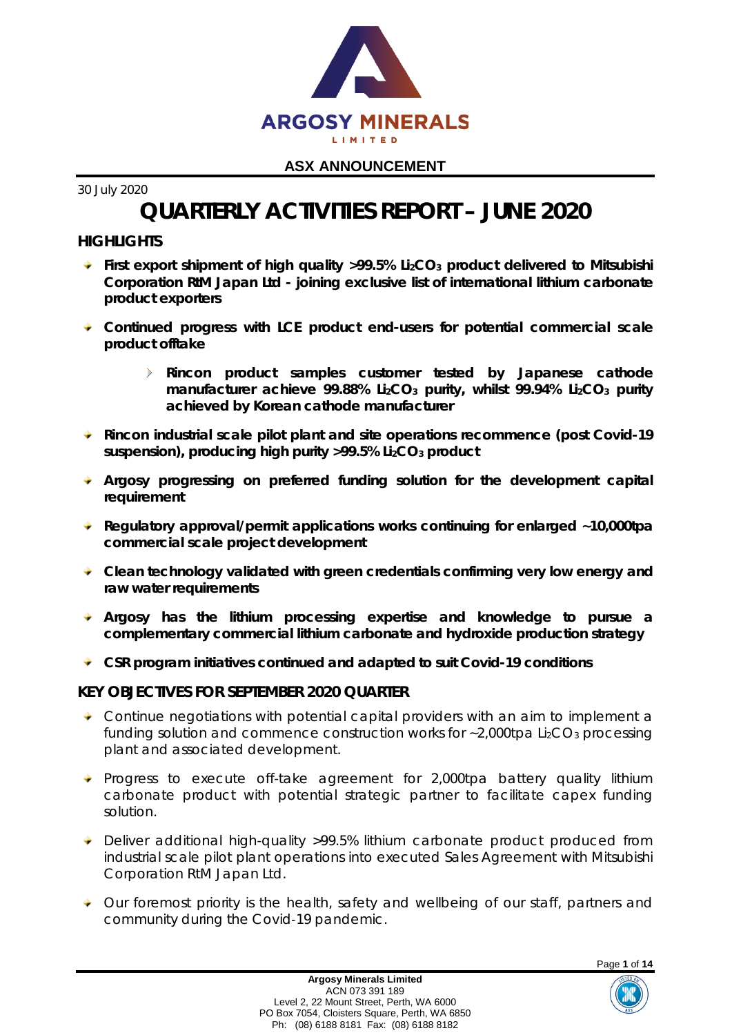**ARGOSY MINERALS LIMITED**

**ASX ANNOUNCEMENT**

30 July 2020

# QUARTERLY ACTIVITIES REPORT – JUNE 2020

## HIGHLIGHTS

- **First export shipment of high quality >99.5% $Li_2CO_3$ product delivered to Mitsubishi Corporation RtM Japan Ltd - joining exclusive list of international lithium carbonate product exporters**
- **Continued progress with LCE product end-users for potential commercial scale product offtake**
  - **Rincon product samples customer tested by Japanese cathode manufacturer achieve 99.88% $Li_2CO_3$ purity, whilst 99.94% $Li_2CO_3$ purity achieved by Korean cathode manufacturer**
- **Rincon industrial scale pilot plant and site operations recommence (post Covid-19 suspension), producing high purity >99.5% $Li_2CO_3$ product**
- **Argosy progressing on preferred funding solution for the development capital requirement**
- **Regulatory approval/permit applications works continuing for enlarged ~10,000tpa commercial scale project development**
- **Clean technology validated with green credentials confirming very low energy and raw water requirements**
- **Argosy has the lithium processing expertise and knowledge to pursue a complementary commercial lithium carbonate and hydroxide production strategy**
- **CSR program initiatives continued and adapted to suit Covid-19 conditions**

## KEY OBJECTIVES FOR SEPTEMBER 2020 QUARTER

- Continue negotiations with potential capital providers with an aim to implement a funding solution and commence construction works for ~2,000tpa $Li_2CO_3$ processing plant and associated development.
- Progress to execute off-take agreement for 2,000tpa battery quality lithium carbonate product with potential strategic partner to facilitate capex funding solution.
- Deliver additional high-quality >99.5% lithium carbonate product produced from industrial scale pilot plant operations into executed Sales Agreement with Mitsubishi Corporation RtM Japan Ltd.
- Our foremost priority is the health, safety and wellbeing of our staff, partners and community during the Covid-19 pandemic.

**Argosy Minerals Limited**
ACN 073 391 189
Level 2, 22 Mount Street, Perth, WA 6000
PO Box 7054, Cloisters Square, Perth, WA 6850
Ph: (08) 6188 8181 Fax: (08) 6188 8182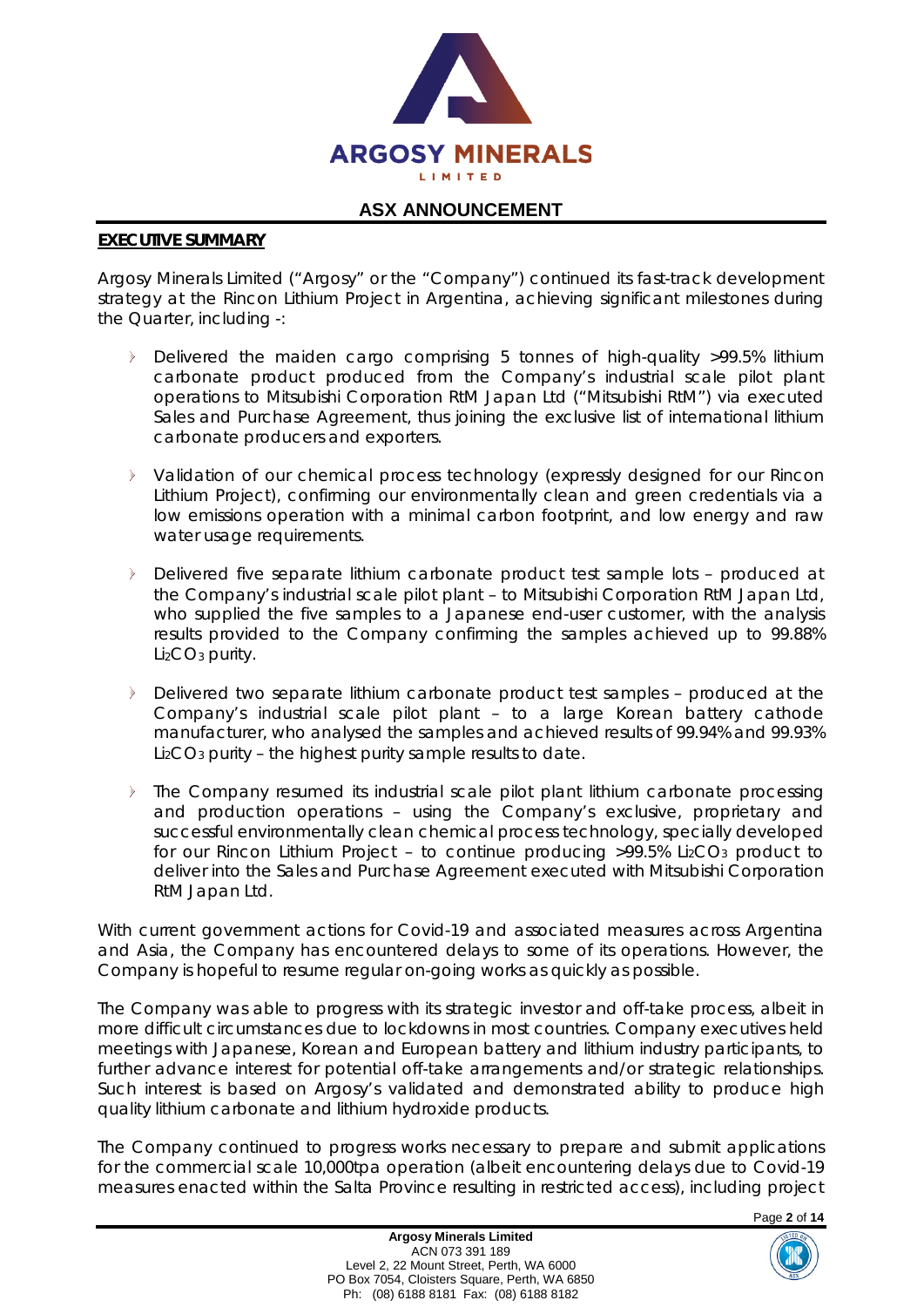## ASX ANNOUNCEMENT

**EXECUTIVE SUMMARY**

Argosy Minerals Limited ("Argosy" or the "Company") continued its fast-track development strategy at the Rincon Lithium Project in Argentina, achieving significant milestones during the Quarter, including -:

- Delivered the maiden cargo comprising 5 tonnes of high-quality >99.5% lithium carbonate product produced from the Company's industrial scale pilot plant operations to Mitsubishi Corporation RtM Japan Ltd ("Mitsubishi RtM") via executed Sales and Purchase Agreement, thus joining the exclusive list of international lithium carbonate producers and exporters.
- Validation of our chemical process technology (expressly designed for our Rincon Lithium Project), confirming our environmentally clean and green credentials via a low emissions operation with a minimal carbon footprint, and low energy and raw water usage requirements.
- Delivered five separate lithium carbonate product test sample lots – produced at the Company's industrial scale pilot plant – to Mitsubishi Corporation RtM Japan Ltd, who supplied the five samples to a Japanese end-user customer, with the analysis results provided to the Company confirming the samples achieved up to 99.88% $Li_2CO_3$ purity.
- Delivered two separate lithium carbonate product test samples – produced at the Company's industrial scale pilot plant – to a large Korean battery cathode manufacturer, who analysed the samples and achieved results of 99.94% and 99.93% $Li_2CO_3$ purity – the highest purity sample results to date.
- The Company resumed its industrial scale pilot plant lithium carbonate processing and production operations – using the Company's exclusive, proprietary and successful environmentally clean chemical process technology, specially developed for our Rincon Lithium Project – to continue producing >99.5% $Li_2CO_3$ product to deliver into the Sales and Purchase Agreement executed with Mitsubishi Corporation RtM Japan Ltd.

With current government actions for Covid-19 and associated measures across Argentina and Asia, the Company has encountered delays to some of its operations. However, the Company is hopeful to resume regular on-going works as quickly as possible.

The Company was able to progress with its strategic investor and off-take process, albeit in more difficult circumstances due to lockdowns in most countries. Company executives held meetings with Japanese, Korean and European battery and lithium industry participants, to further advance interest for potential off-take arrangements and/or strategic relationships. Such interest is based on Argosy's validated and demonstrated ability to produce high quality lithium carbonate and lithium hydroxide products.

The Company continued to progress works necessary to prepare and submit applications for the commercial scale 10,000tpa operation (albeit encountering delays due to Covid-19 measures enacted within the Salta Province resulting in restricted access), including project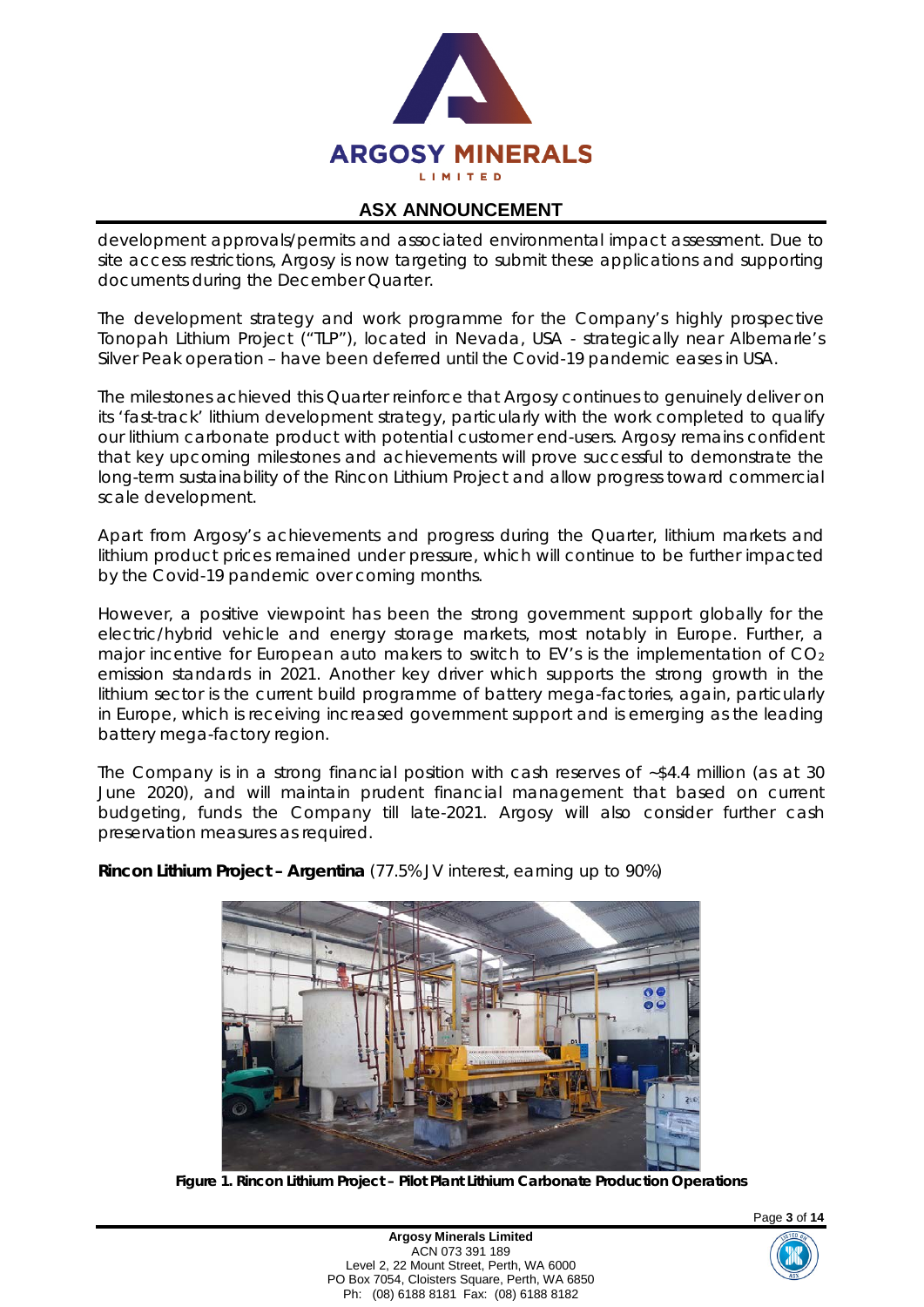development approvals/permits and associated environmental impact assessment. Due to site access restrictions, Argosy is now targeting to submit these applications and supporting documents during the December Quarter.

The development strategy and work programme for the Company's highly prospective Tonopah Lithium Project ("TLP"), located in Nevada, USA - strategically near Albemarle's Silver Peak operation – have been deferred until the Covid-19 pandemic eases in USA.

The milestones achieved this Quarter reinforce that Argosy continues to genuinely deliver on its 'fast-track' lithium development strategy, particularly with the work completed to qualify our lithium carbonate product with potential customer end-users. Argosy remains confident that key upcoming milestones and achievements will prove successful to demonstrate the long-term sustainability of the Rincon Lithium Project and allow progress toward commercial scale development.

Apart from Argosy's achievements and progress during the Quarter, lithium markets and lithium product prices remained under pressure, which will continue to be further impacted by the Covid-19 pandemic over coming months.

However, a positive viewpoint has been the strong government support globally for the electric/hybrid vehicle and energy storage markets, most notably in Europe. Further, a major incentive for European auto makers to switch to EV's is the implementation of $CO_2$ emission standards in 2021. Another key driver which supports the strong growth in the lithium sector is the current build programme of battery mega-factories, again, particularly in Europe, which is receiving increased government support and is emerging as the leading battery mega-factory region.

The Company is in a strong financial position with cash reserves of ~$4.4 million (as at 30 June 2020), and will maintain prudent financial management that based on current budgeting, funds the Company till late-2021. Argosy will also consider further cash preservation measures as required.

**Rincon Lithium Project – Argentina** (77.5% JV interest, earning up to 90%)

**Figure 1. Rincon Lithium Project – Pilot Plant Lithium Carbonate Production Operations**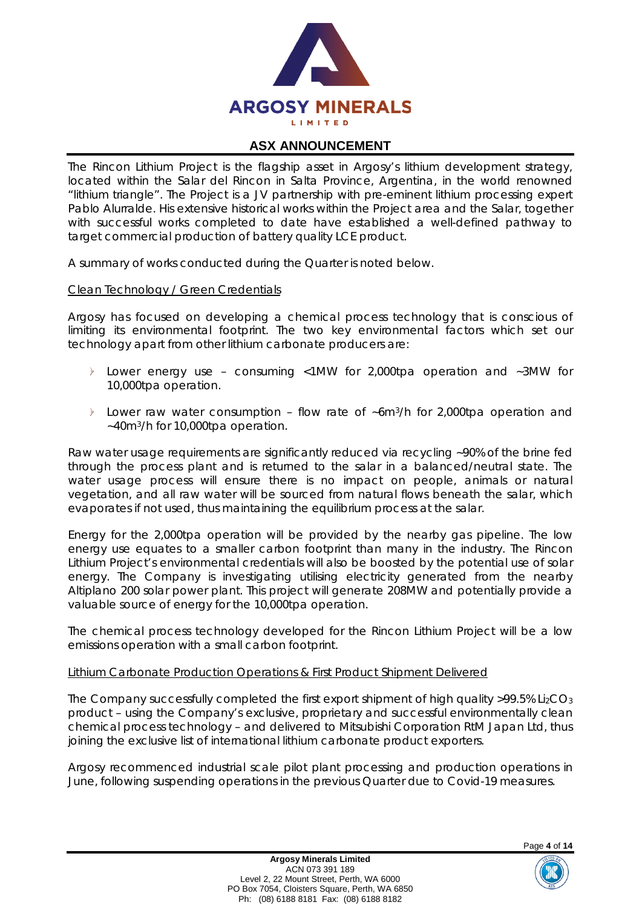The Rincon Lithium Project is the flagship asset in Argosy's lithium development strategy, located within the Salar del Rincon in Salta Province, Argentina, in the world renowned "lithium triangle". The Project is a JV partnership with pre-eminent lithium processing expert Pablo Alurralde. His extensive historical works within the Project area and the Salar, together with successful works completed to date have established a well-defined pathway to target commercial production of battery quality LCE product.

A summary of works conducted during the Quarter is noted below.

Clean Technology / Green Credentials

Argosy has focused on developing a chemical process technology that is conscious of limiting its environmental footprint. The two key environmental factors which set our technology apart from other lithium carbonate producers are:

- Lower energy use – consuming <1MW for 2,000tpa operation and ~3MW for 10,000tpa operation.
- Lower raw water consumption – flow rate of ~6m$^3$/h for 2,000tpa operation and ~40m$^3$/h for 10,000tpa operation.

Raw water usage requirements are significantly reduced via recycling ~90% of the brine fed through the process plant and is returned to the salar in a balanced/neutral state. The water usage process will ensure there is no impact on people, animals or natural vegetation, and all raw water will be sourced from natural flows beneath the salar, which evaporates if not used, thus maintaining the equilibrium process at the salar.

Energy for the 2,000tpa operation will be provided by the nearby gas pipeline. The low energy use equates to a smaller carbon footprint than many in the industry. The Rincon Lithium Project's environmental credentials will also be boosted by the potential use of solar energy. The Company is investigating utilising electricity generated from the nearby Altiplano 200 solar power plant. This project will generate 208MW and potentially provide a valuable source of energy for the 10,000tpa operation.

The chemical process technology developed for the Rincon Lithium Project will be a low emissions operation with a small carbon footprint.

Lithium Carbonate Production Operations & First Product Shipment Delivered

The Company successfully completed the first export shipment of high quality >99.5% $Li_2CO_3$ product – using the Company's exclusive, proprietary and successful environmentally clean chemical process technology – and delivered to Mitsubishi Corporation RtM Japan Ltd, thus joining the exclusive list of international lithium carbonate product exporters.

Argosy recommenced industrial scale pilot plant processing and production operations in June, following suspending operations in the previous Quarter due to Covid-19 measures.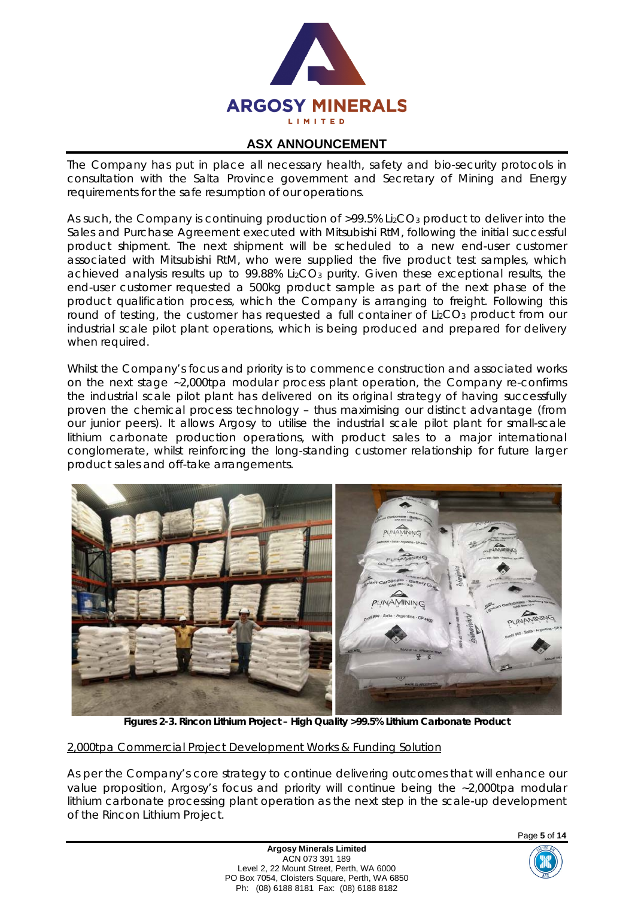The Company has put in place all necessary health, safety and bio-security protocols in consultation with the Salta Province government and Secretary of Mining and Energy requirements for the safe resumption of our operations.

As such, the Company is continuing production of >99.5% $Li_2CO_3$ product to deliver into the Sales and Purchase Agreement executed with Mitsubishi RtM, following the initial successful product shipment. The next shipment will be scheduled to a new end-user customer associated with Mitsubishi RtM, who were supplied the five product test samples, which achieved analysis results up to 99.88% $Li_2CO_3$ purity. Given these exceptional results, the end-user customer requested a 500kg product sample as part of the next phase of the product qualification process, which the Company is arranging to freight. Following this round of testing, the customer has requested a full container of $Li_2CO_3$ product from our industrial scale pilot plant operations, which is being produced and prepared for delivery when required.

Whilst the Company's focus and priority is to commence construction and associated works on the next stage ~2,000tpa modular process plant operation, the Company re-confirms the industrial scale pilot plant has delivered on its original strategy of having successfully proven the chemical process technology – thus maximising our distinct advantage (from our junior peers). It allows Argosy to utilise the industrial scale pilot plant for small-scale lithium carbonate production operations, with product sales to a major international conglomerate, whilst reinforcing the long-standing customer relationship for future larger product sales and off-take arrangements.

**Figures 2-3. Rincon Lithium Project – High Quality >99.5% Lithium Carbonate Product**

<u>2,000tpa Commercial Project Development Works & Funding Solution</u>

As per the Company's core strategy to continue delivering outcomes that will enhance our value proposition, Argosy's focus and priority will continue being the ~2,000tpa modular lithium carbonate processing plant operation as the next step in the scale-up development of the Rincon Lithium Project.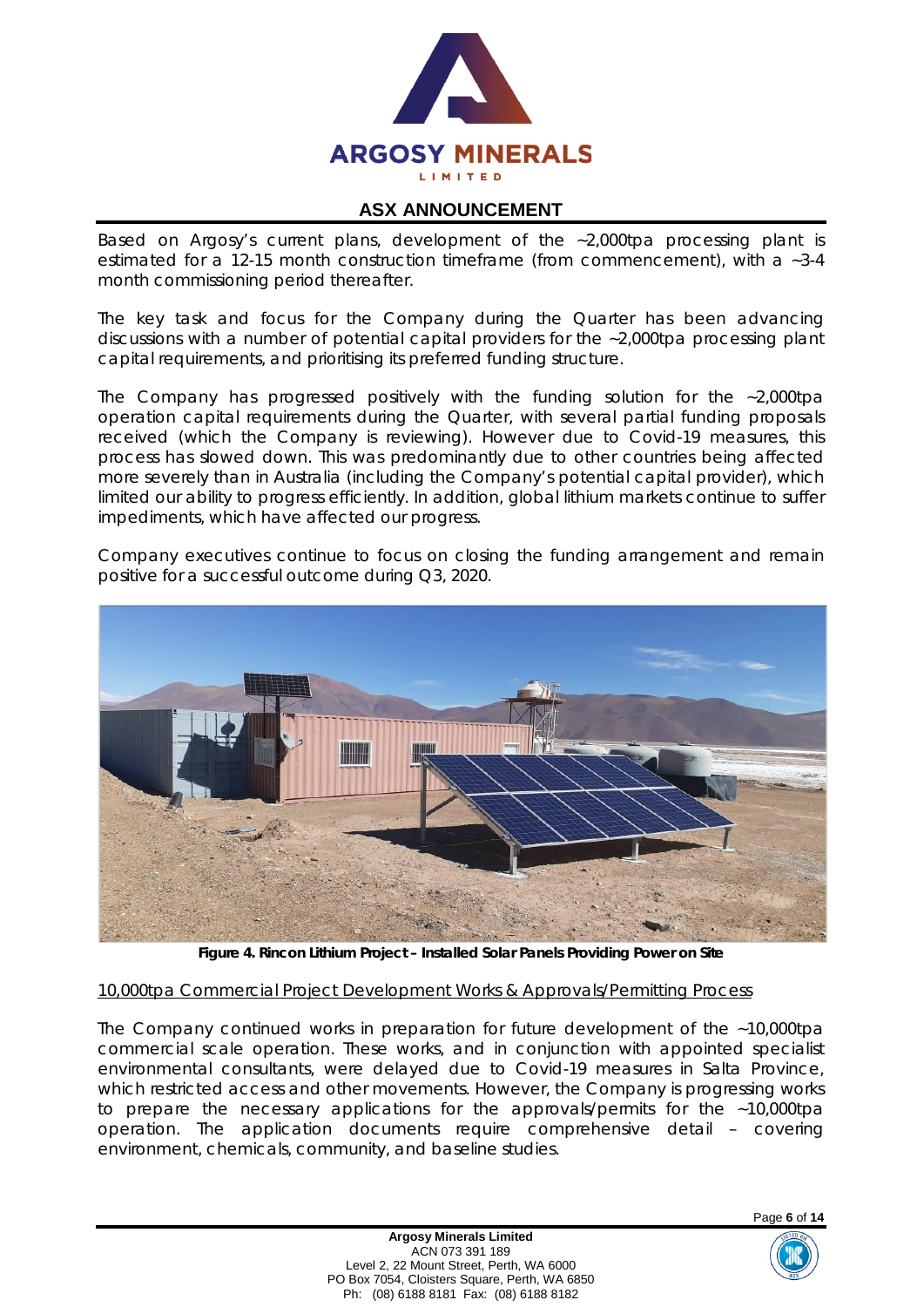Based on Argosy's current plans, development of the ~2,000tpa processing plant is estimated for a 12-15 month construction timeframe (from commencement), with a ~3-4 month commissioning period thereafter.

The key task and focus for the Company during the Quarter has been advancing discussions with a number of potential capital providers for the ~2,000tpa processing plant capital requirements, and prioritising its preferred funding structure.

The Company has progressed positively with the funding solution for the ~2,000tpa operation capital requirements during the Quarter, with several partial funding proposals received (which the Company is reviewing). However due to Covid-19 measures, this process has slowed down. This was predominantly due to other countries being affected more severely than in Australia (including the Company's potential capital provider), which limited our ability to progress efficiently. In addition, global lithium markets continue to suffer impediments, which have affected our progress.

Company executives continue to focus on closing the funding arrangement and remain positive for a successful outcome during Q3, 2020.

**Figure 4. Rincon Lithium Project – Installed Solar Panels Providing Power on Site**

10,000tpa Commercial Project Development Works & Approvals/Permitting Process

The Company continued works in preparation for future development of the ~10,000tpa commercial scale operation. These works, and in conjunction with appointed specialist environmental consultants, were delayed due to Covid-19 measures in Salta Province, which restricted access and other movements. However, the Company is progressing works to prepare the necessary applications for the approvals/permits for the ~10,000tpa operation. The application documents require comprehensive detail – covering environment, chemicals, community, and baseline studies.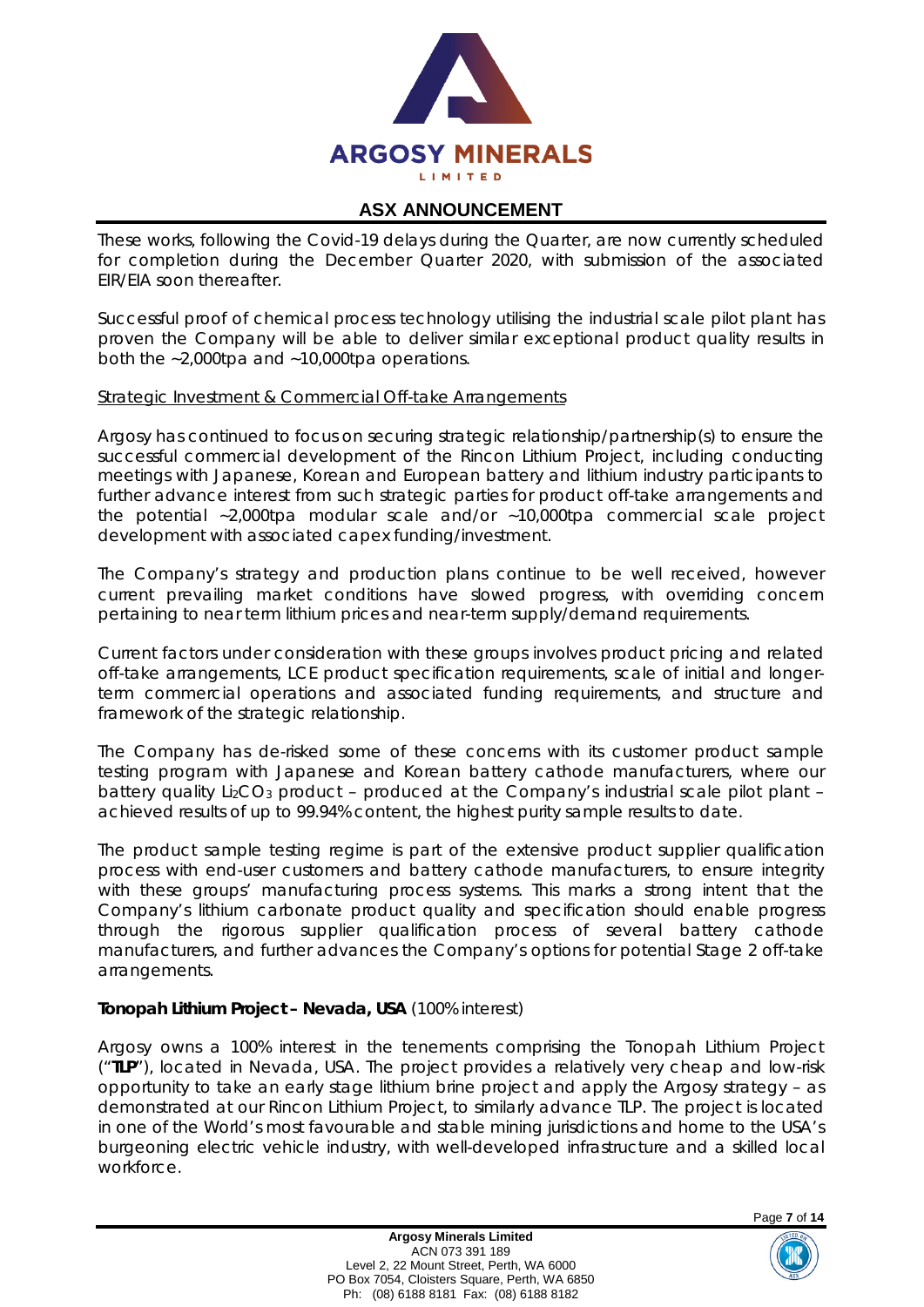These works, following the Covid-19 delays during the Quarter, are now currently scheduled for completion during the December Quarter 2020, with submission of the associated EIR/EIA soon thereafter.

Successful proof of chemical process technology utilising the industrial scale pilot plant has proven the Company will be able to deliver similar exceptional product quality results in both the ~2,000tpa and ~10,000tpa operations.

Strategic Investment & Commercial Off-take Arrangements

Argosy has continued to focus on securing strategic relationship/partnership(s) to ensure the successful commercial development of the Rincon Lithium Project, including conducting meetings with Japanese, Korean and European battery and lithium industry participants to further advance interest from such strategic parties for product off-take arrangements and the potential ~2,000tpa modular scale and/or ~10,000tpa commercial scale project development with associated capex funding/investment.

The Company's strategy and production plans continue to be well received, however current prevailing market conditions have slowed progress, with overriding concern pertaining to near term lithium prices and near-term supply/demand requirements.

Current factors under consideration with these groups involves product pricing and related off-take arrangements, LCE product specification requirements, scale of initial and longer-term commercial operations and associated funding requirements, and structure and framework of the strategic relationship.

The Company has de-risked some of these concerns with its customer product sample testing program with Japanese and Korean battery cathode manufacturers, where our battery quality $Li_2CO_3$ product – produced at the Company's industrial scale pilot plant – achieved results of up to 99.94% content, the highest purity sample results to date.

The product sample testing regime is part of the extensive product supplier qualification process with end-user customers and battery cathode manufacturers, to ensure integrity with these groups' manufacturing process systems. This marks a strong intent that the Company's lithium carbonate product quality and specification should enable progress through the rigorous supplier qualification process of several battery cathode manufacturers, and further advances the Company's options for potential Stage 2 off-take arrangements.

**Tonopah Lithium Project – Nevada, USA** (100% interest)

Argosy owns a 100% interest in the tenements comprising the Tonopah Lithium Project ("**TLP**"), located in Nevada, USA. The project provides a relatively very cheap and low-risk opportunity to take an early stage lithium brine project and apply the Argosy strategy – as demonstrated at our Rincon Lithium Project, to similarly advance TLP. The project is located in one of the World's most favourable and stable mining jurisdictions and home to the USA's burgeoning electric vehicle industry, with well-developed infrastructure and a skilled local workforce.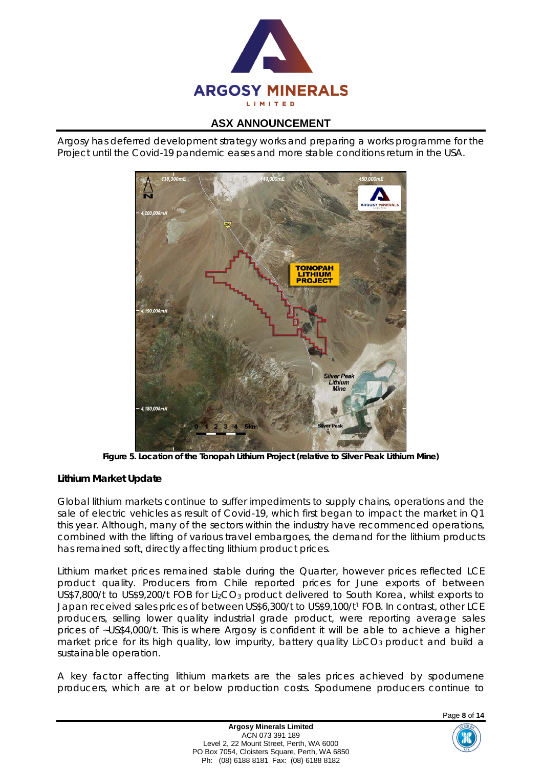Argosy has deferred development strategy works and preparing a works programme for the Project until the Covid-19 pandemic eases and more stable conditions return in the USA.

**Figure 5. Location of the Tonopah Lithium Project (relative to Silver Peak Lithium Mine)**

**Lithium Market Update**

Global lithium markets continue to suffer impediments to supply chains, operations and the sale of electric vehicles as result of Covid-19, which first began to impact the market in Q1 this year. Although, many of the sectors within the industry have recommenced operations, combined with the lifting of various travel embargoes, the demand for the lithium products has remained soft, directly affecting lithium product prices.

Lithium market prices remained stable during the Quarter, however prices reflected LCE product quality. Producers from Chile reported prices for June exports of between US$7,800/t to US$9,200/t FOB for $Li_2CO_3$ product delivered to South Korea, whilst exports to Japan received sales prices of between US$6,300/t to US$9,100/t[1] FOB. In contrast, other LCE producers, selling lower quality industrial grade product, were reporting average sales prices of ~US$4,000/t. This is where Argosy is confident it will be able to achieve a higher market price for its high quality, low impurity, battery quality $Li_2CO_3$ product and build a sustainable operation.

A key factor affecting lithium markets are the sales prices achieved by spodumene producers, which are at or below production costs. Spodumene producers continue to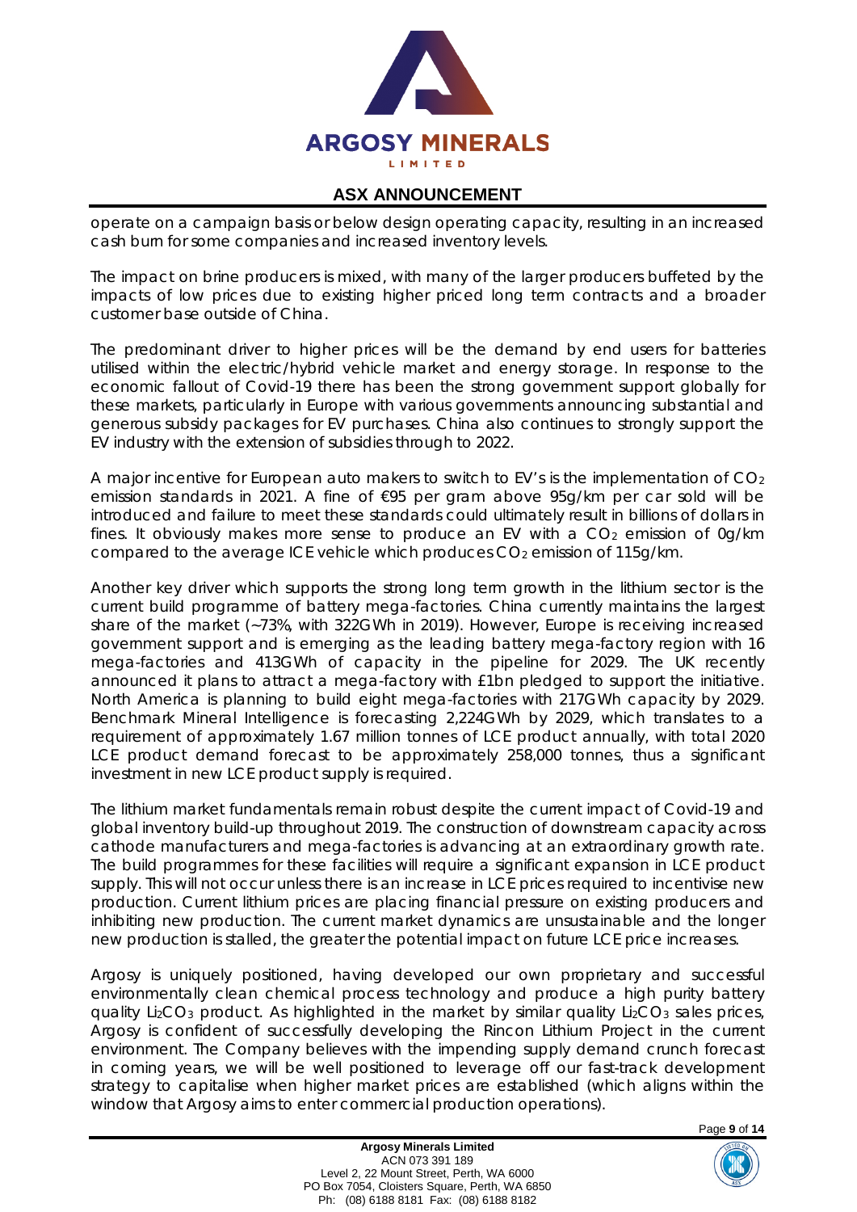operate on a campaign basis or below design operating capacity, resulting in an increased cash burn for some companies and increased inventory levels.

The impact on brine producers is mixed, with many of the larger producers buffeted by the impacts of low prices due to existing higher priced long term contracts and a broader customer base outside of China.

The predominant driver to higher prices will be the demand by end users for batteries utilised within the electric/hybrid vehicle market and energy storage. In response to the economic fallout of Covid-19 there has been the strong government support globally for these markets, particularly in Europe with various governments announcing substantial and generous subsidy packages for EV purchases. China also continues to strongly support the EV industry with the extension of subsidies through to 2022.

A major incentive for European auto makers to switch to EV's is the implementation of $CO_2$ emission standards in 2021. A fine of €95 per gram above 95g/km per car sold will be introduced and failure to meet these standards could ultimately result in billions of dollars in fines. It obviously makes more sense to produce an EV with a $CO_2$ emission of 0g/km compared to the average ICE vehicle which produces $CO_2$ emission of 115g/km.

Another key driver which supports the strong long term growth in the lithium sector is the current build programme of battery mega-factories. China currently maintains the largest share of the market (~73%, with 322GWh in 2019). However, Europe is receiving increased government support and is emerging as the leading battery mega-factory region with 16 mega-factories and 413GWh of capacity in the pipeline for 2029. The UK recently announced it plans to attract a mega-factory with £1bn pledged to support the initiative. North America is planning to build eight mega-factories with 217GWh capacity by 2029. Benchmark Mineral Intelligence is forecasting 2,224GWh by 2029, which translates to a requirement of approximately 1.67 million tonnes of LCE product annually, with total 2020 LCE product demand forecast to be approximately 258,000 tonnes, thus a significant investment in new LCE product supply is required.

The lithium market fundamentals remain robust despite the current impact of Covid-19 and global inventory build-up throughout 2019. The construction of downstream capacity across cathode manufacturers and mega-factories is advancing at an extraordinary growth rate. The build programmes for these facilities will require a significant expansion in LCE product supply. This will not occur unless there is an increase in LCE prices required to incentivise new production. Current lithium prices are placing financial pressure on existing producers and inhibiting new production. The current market dynamics are unsustainable and the longer new production is stalled, the greater the potential impact on future LCE price increases.

Argosy is uniquely positioned, having developed our own proprietary and successful environmentally clean chemical process technology and produce a high purity battery quality $Li_2CO_3$ product. As highlighted in the market by similar quality $Li_2CO_3$ sales prices, Argosy is confident of successfully developing the Rincon Lithium Project in the current environment. The Company believes with the impending supply demand crunch forecast in coming years, we will be well positioned to leverage off our fast-track development strategy to capitalise when higher market prices are established (which aligns within the window that Argosy aims to enter commercial production operations).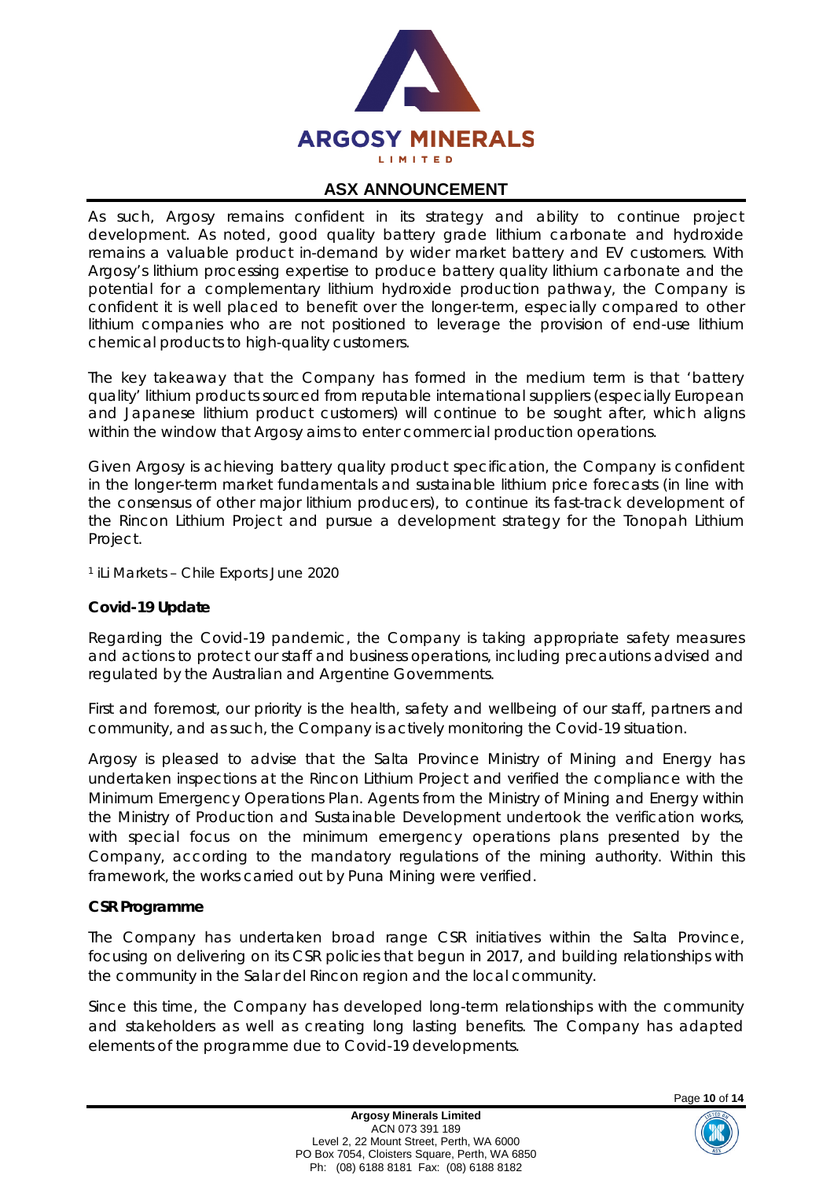As such, Argosy remains confident in its strategy and ability to continue project development. As noted, good quality battery grade lithium carbonate and hydroxide remains a valuable product in-demand by wider market battery and EV customers. With Argosy's lithium processing expertise to produce battery quality lithium carbonate and the potential for a complementary lithium hydroxide production pathway, the Company is confident it is well placed to benefit over the longer-term, especially compared to other lithium companies who are not positioned to leverage the provision of end-use lithium chemical products to high-quality customers.

The key takeaway that the Company has formed in the medium term is that 'battery quality' lithium products sourced from reputable international suppliers (especially European and Japanese lithium product customers) will continue to be sought after, which aligns within the window that Argosy aims to enter commercial production operations.

Given Argosy is achieving battery quality product specification, the Company is confident in the longer-term market fundamentals and sustainable lithium price forecasts (in line with the consensus of other major lithium producers), to continue its fast-track development of the Rincon Lithium Project and pursue a development strategy for the Tonopah Lithium Project.

[1] iLi Markets – Chile Exports June 2020

**Covid-19 Update**

Regarding the Covid-19 pandemic, the Company is taking appropriate safety measures and actions to protect our staff and business operations, including precautions advised and regulated by the Australian and Argentine Governments.

First and foremost, our priority is the health, safety and wellbeing of our staff, partners and community, and as such, the Company is actively monitoring the Covid-19 situation.

Argosy is pleased to advise that the Salta Province Ministry of Mining and Energy has undertaken inspections at the Rincon Lithium Project and verified the compliance with the Minimum Emergency Operations Plan. Agents from the Ministry of Mining and Energy within the Ministry of Production and Sustainable Development undertook the verification works, with special focus on the minimum emergency operations plans presented by the Company, according to the mandatory regulations of the mining authority. Within this framework, the works carried out by Puna Mining were verified.

**CSR Programme**

The Company has undertaken broad range CSR initiatives within the Salta Province, focusing on delivering on its CSR policies that begun in 2017, and building relationships with the community in the Salar del Rincon region and the local community.

Since this time, the Company has developed long-term relationships with the community and stakeholders as well as creating long lasting benefits. The Company has adapted elements of the programme due to Covid-19 developments.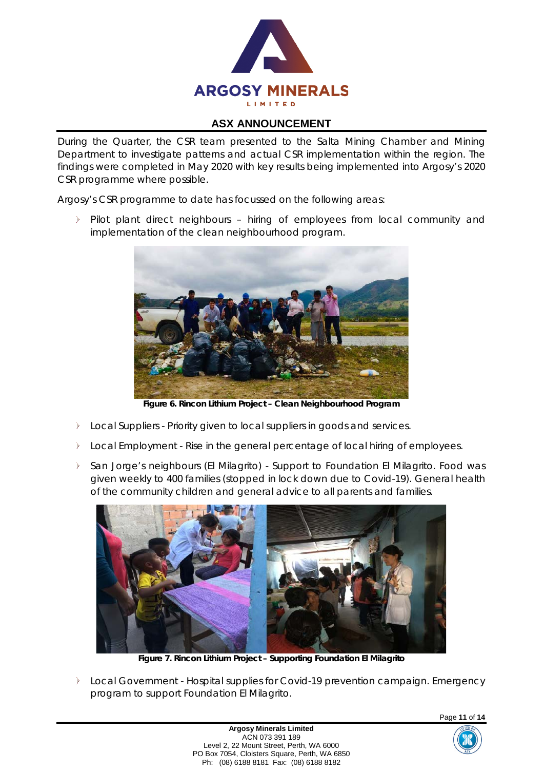During the Quarter, the CSR team presented to the Salta Mining Chamber and Mining Department to investigate patterns and actual CSR implementation within the region. The findings were completed in May 2020 with key results being implemented into Argosy's 2020 CSR programme where possible.

Argosy's CSR programme to date has focussed on the following areas:

- Pilot plant direct neighbours – hiring of employees from local community and implementation of the clean neighbourhood program.

**Figure 6. Rincon Lithium Project – Clean Neighbourhood Program**

- Local Suppliers - Priority given to local suppliers in goods and services.
- Local Employment - Rise in the general percentage of local hiring of employees.
- San Jorge's neighbours (El Milagrito) - Support to Foundation El Milagrito. Food was given weekly to 400 families (stopped in lock down due to Covid-19). General health of the community children and general advice to all parents and families.

**Figure 7. Rincon Lithium Project – Supporting Foundation El Milagrito**

- Local Government - Hospital supplies for Covid-19 prevention campaign. Emergency program to support Foundation El Milagrito.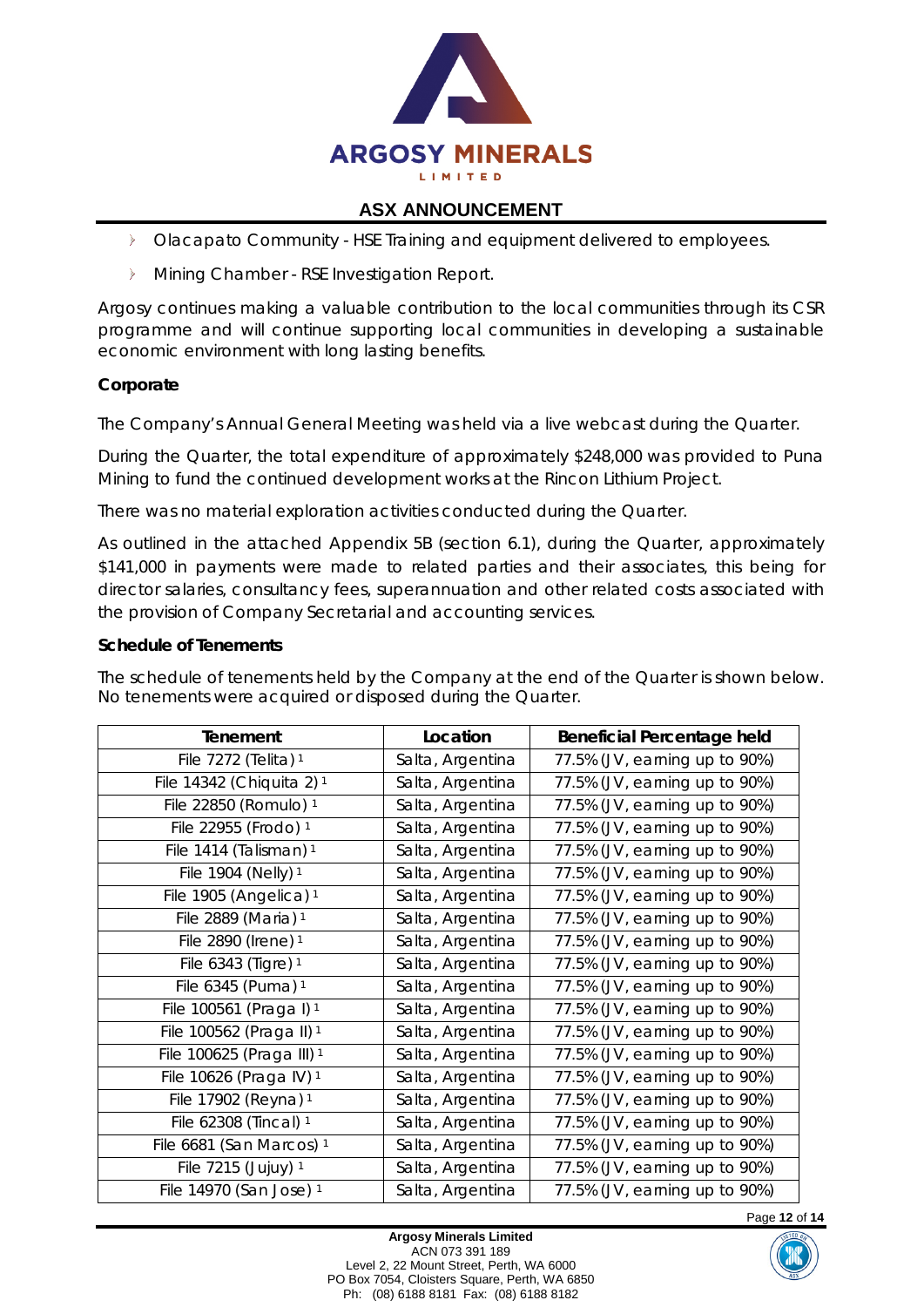- Olacapato Community - HSE Training and equipment delivered to employees.
- Mining Chamber - RSE Investigation Report.

Argosy continues making a valuable contribution to the local communities through its CSR programme and will continue supporting local communities in developing a sustainable economic environment with long lasting benefits.

**Corporate**

The Company's Annual General Meeting was held via a live webcast during the Quarter.

During the Quarter, the total expenditure of approximately $248,000 was provided to Puna Mining to fund the continued development works at the Rincon Lithium Project.

There was no material exploration activities conducted during the Quarter.

As outlined in the attached Appendix 5B (section 6.1), during the Quarter, approximately $141,000 in payments were made to related parties and their associates, this being for director salaries, consultancy fees, superannuation and other related costs associated with the provision of Company Secretarial and accounting services.

**Schedule of Tenements**

The schedule of tenements held by the Company at the end of the Quarter is shown below. No tenements were acquired or disposed during the Quarter.

| Tenement | Location | Beneficial Percentage held |
|---|---|---|
| File 7272 (Telita) [1] | Salta, Argentina | 77.5% (JV, earning up to 90%) |
| File 14342 (Chiquita 2) [1] | Salta, Argentina | 77.5% (JV, earning up to 90%) |
| File 22850 (Romulo) [1] | Salta, Argentina | 77.5% (JV, earning up to 90%) |
| File 22955 (Frodo) [1] | Salta, Argentina | 77.5% (JV, earning up to 90%) |
| File 1414 (Talisman) [1] | Salta, Argentina | 77.5% (JV, earning up to 90%) |
| File 1904 (Nelly) [1] | Salta, Argentina | 77.5% (JV, earning up to 90%) |
| File 1905 (Angelica) [1] | Salta, Argentina | 77.5% (JV, earning up to 90%) |
| File 2889 (Maria) [1] | Salta, Argentina | 77.5% (JV, earning up to 90%) |
| File 2890 (Irene) [1] | Salta, Argentina | 77.5% (JV, earning up to 90%) |
| File 6343 (Tigre) [1] | Salta, Argentina | 77.5% (JV, earning up to 90%) |
| File 6345 (Puma) [1] | Salta, Argentina | 77.5% (JV, earning up to 90%) |
| File 100561 (Praga I) [1] | Salta, Argentina | 77.5% (JV, earning up to 90%) |
| File 100562 (Praga II) [1] | Salta, Argentina | 77.5% (JV, earning up to 90%) |
| File 100625 (Praga III) [1] | Salta, Argentina | 77.5% (JV, earning up to 90%) |
| File 10626 (Praga IV) [1] | Salta, Argentina | 77.5% (JV, earning up to 90%) |
| File 17902 (Reyna) [1] | Salta, Argentina | 77.5% (JV, earning up to 90%) |
| File 62308 (Tincal) [1] | Salta, Argentina | 77.5% (JV, earning up to 90%) |
| File 6681 (San Marcos) [1] | Salta, Argentina | 77.5% (JV, earning up to 90%) |
| File 7215 (Jujuy) [1] | Salta, Argentina | 77.5% (JV, earning up to 90%) |
| File 14970 (San Jose) [1] | Salta, Argentina | 77.5% (JV, earning up to 90%) |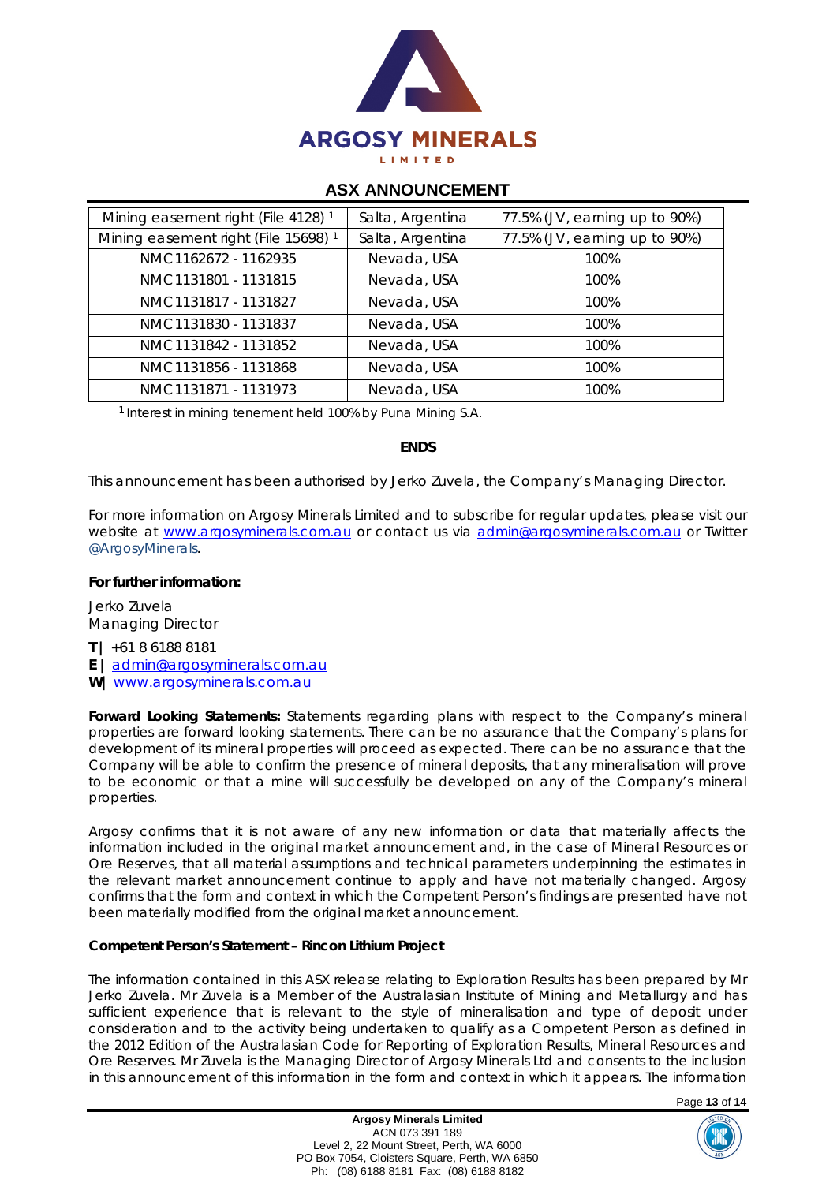| Mining easement right (File 4128) [1] | Salta, Argentina | 77.5% (JV, earning up to 90%) |
|---|---|---|
| Mining easement right (File 15698) [1] | Salta, Argentina | 77.5% (JV, earning up to 90%) |
| NMC 1162672 - 1162935 | Nevada, USA | 100% |
| NMC 1131801 - 1131815 | Nevada, USA | 100% |
| NMC 1131817 - 1131827 | Nevada, USA | 100% |
| NMC 1131830 - 1131837 | Nevada, USA | 100% |
| NMC 1131842 - 1131852 | Nevada, USA | 100% |
| NMC 1131856 - 1131868 | Nevada, USA | 100% |
| NMC 1131871 - 1131973 | Nevada, USA | 100% |

[1] Interest in mining tenement held 100% by Puna Mining S.A.

**ENDS**

This announcement has been authorised by Jerko Zuvela, the Company's Managing Director.

For more information on Argosy Minerals Limited and to subscribe for regular updates, please visit our website at www.argosyminerals.com.au or contact us via admin@argosyminerals.com.au or Twitter @ArgosyMinerals.

**For further information:**

Jerko Zuvela
Managing Director

**T |** +61 8 6188 8181
**E |** admin@argosyminerals.com.au
**W|** www.argosyminerals.com.au

**Forward Looking Statements:** Statements regarding plans with respect to the Company's mineral properties are forward looking statements. There can be no assurance that the Company's plans for development of its mineral properties will proceed as expected. There can be no assurance that the Company will be able to confirm the presence of mineral deposits, that any mineralisation will prove to be economic or that a mine will successfully be developed on any of the Company's mineral properties.

Argosy confirms that it is not aware of any new information or data that materially affects the information included in the original market announcement and, in the case of Mineral Resources or Ore Reserves, that all material assumptions and technical parameters underpinning the estimates in the relevant market announcement continue to apply and have not materially changed. Argosy confirms that the form and context in which the Competent Person's findings are presented have not been materially modified from the original market announcement.

**Competent Person's Statement – Rincon Lithium Project**

The information contained in this ASX release relating to Exploration Results has been prepared by Mr Jerko Zuvela. Mr Zuvela is a Member of the Australasian Institute of Mining and Metallurgy and has sufficient experience that is relevant to the style of mineralisation and type of deposit under consideration and to the activity being undertaken to qualify as a Competent Person as defined in the 2012 Edition of the Australasian Code for Reporting of Exploration Results, Mineral Resources and Ore Reserves. Mr Zuvela is the Managing Director of Argosy Minerals Ltd and consents to the inclusion in this announcement of this information in the form and context in which it appears. The information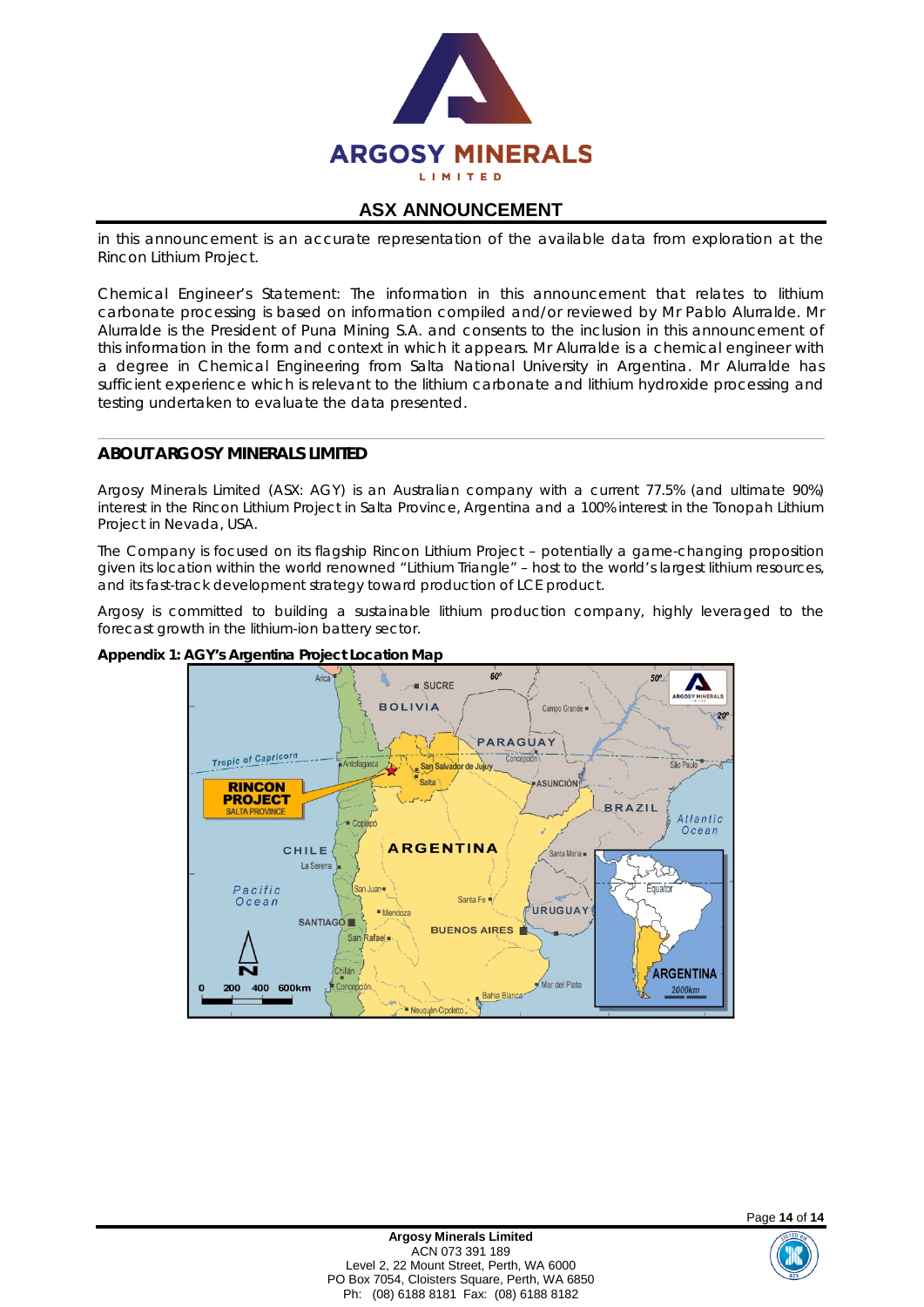in this announcement is an accurate representation of the available data from exploration at the Rincon Lithium Project.

Chemical Engineer's Statement: The information in this announcement that relates to lithium carbonate processing is based on information compiled and/or reviewed by Mr Pablo Alurralde. Mr Alurralde is the President of Puna Mining S.A. and consents to the inclusion in this announcement of this information in the form and context in which it appears. Mr Alurralde is a chemical engineer with a degree in Chemical Engineering from Salta National University in Argentina. Mr Alurralde has sufficient experience which is relevant to the lithium carbonate and lithium hydroxide processing and testing undertaken to evaluate the data presented.

## ABOUT ARGOSY MINERALS LIMITED

Argosy Minerals Limited (ASX: AGY) is an Australian company with a current 77.5% (and ultimate 90%) interest in the Rincon Lithium Project in Salta Province, Argentina and a 100% interest in the Tonopah Lithium Project in Nevada, USA.

The Company is focused on its flagship Rincon Lithium Project – potentially a game-changing proposition given its location within the world renowned "Lithium Triangle" – host to the world's largest lithium resources, and its fast-track development strategy toward production of LCE product.

Argosy is committed to building a sustainable lithium production company, highly leveraged to the forecast growth in the lithium-ion battery sector.

**Appendix 1: AGY's Argentina Project Location Map**

RINCON PROJECT
SALTA PROVINCE
ARGENTINA
CHILE
BOLIVIA
PARAGUAY
BRAZIL
URUGUAY
Pacific Ocean
Atlantic Ocean
Tropic of Capricorn
SUCRE
Arica
Antofagasta
San Salvador de Jujuy
Salta
Campo Grande
Concepción
ASUNCIÓN
São Paulo
Copiapó
La Serena
San Juan
Mendoza
SANTIAGO
San Rafael
Santa Fe
Santa Maria
BUENOS AIRES
Chillán
Concepción
Bahia Blanca
Neuquén-Cipolletto
Mar del Plata
60°
50°
20°
Equator
0 200 400 600km
2000km